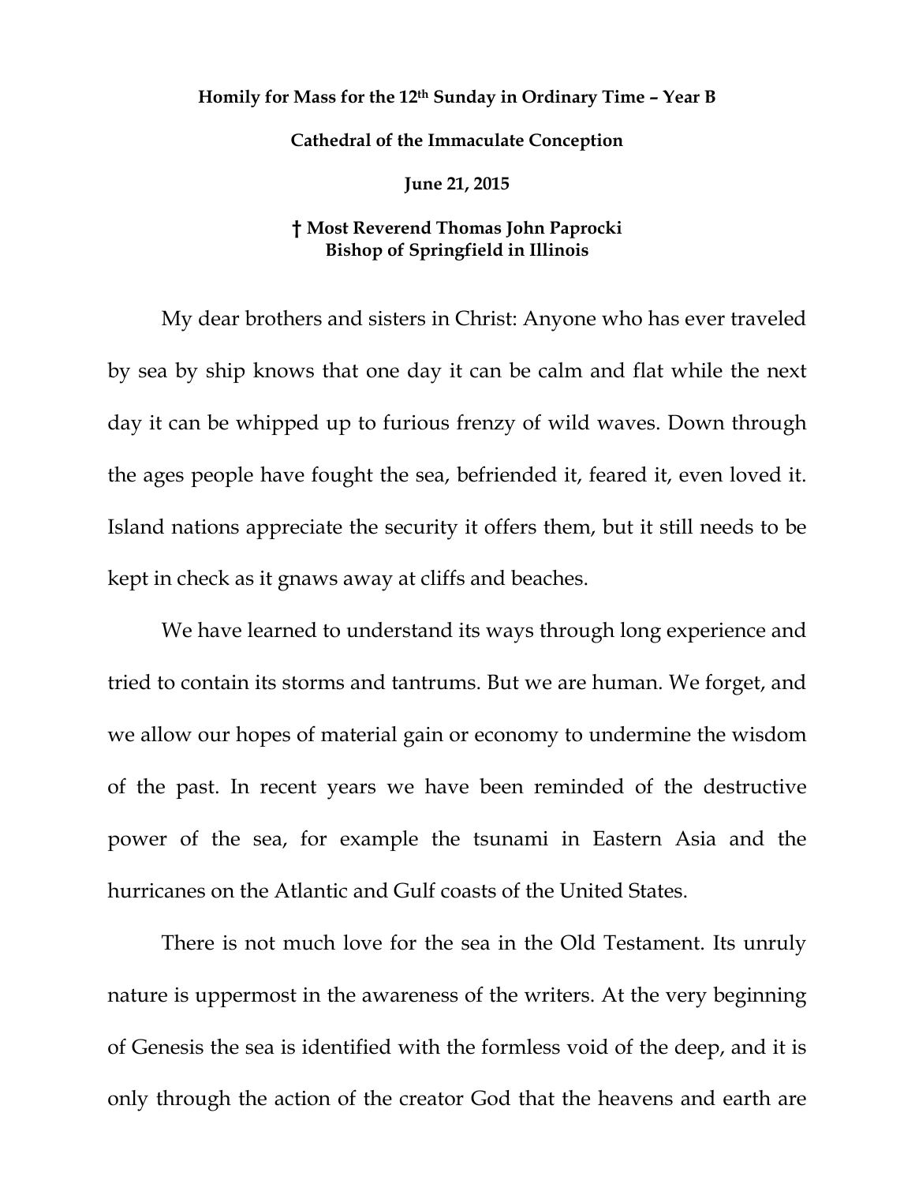**Homily for Mass for the 12th Sunday in Ordinary Time – Year B**

**Cathedral of the Immaculate Conception**

**June 21, 2015**

**† Most Reverend Thomas John Paprocki**
**Bishop of Springfield in Illinois**

My dear brothers and sisters in Christ: Anyone who has ever traveled by sea by ship knows that one day it can be calm and flat while the next day it can be whipped up to furious frenzy of wild waves. Down through the ages people have fought the sea, befriended it, feared it, even loved it. Island nations appreciate the security it offers them, but it still needs to be kept in check as it gnaws away at cliffs and beaches.

We have learned to understand its ways through long experience and tried to contain its storms and tantrums. But we are human. We forget, and we allow our hopes of material gain or economy to undermine the wisdom of the past. In recent years we have been reminded of the destructive power of the sea, for example the tsunami in Eastern Asia and the hurricanes on the Atlantic and Gulf coasts of the United States.

There is not much love for the sea in the Old Testament. Its unruly nature is uppermost in the awareness of the writers. At the very beginning of Genesis the sea is identified with the formless void of the deep, and it is only through the action of the creator God that the heavens and earth are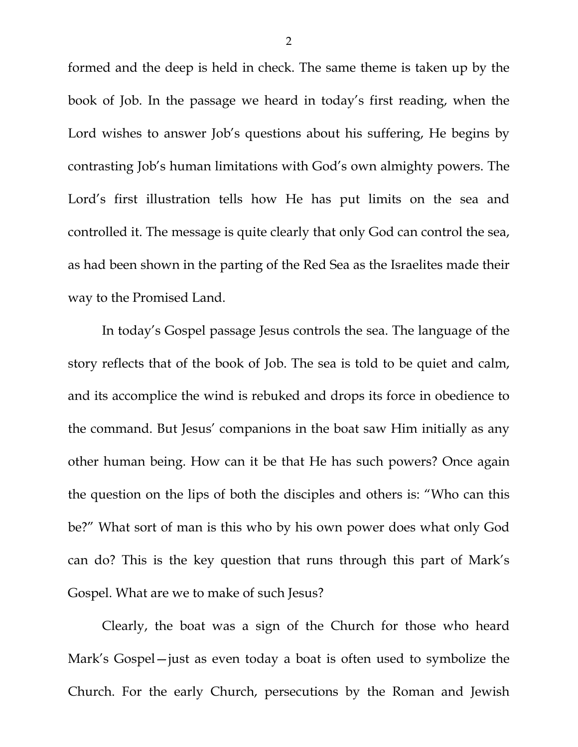formed and the deep is held in check. The same theme is taken up by the book of Job. In the passage we heard in today's first reading, when the Lord wishes to answer Job's questions about his suffering, He begins by contrasting Job's human limitations with God's own almighty powers. The Lord's first illustration tells how He has put limits on the sea and controlled it. The message is quite clearly that only God can control the sea, as had been shown in the parting of the Red Sea as the Israelites made their way to the Promised Land.

In today's Gospel passage Jesus controls the sea. The language of the story reflects that of the book of Job. The sea is told to be quiet and calm, and its accomplice the wind is rebuked and drops its force in obedience to the command. But Jesus' companions in the boat saw Him initially as any other human being. How can it be that He has such powers? Once again the question on the lips of both the disciples and others is: "Who can this be?" What sort of man is this who by his own power does what only God can do? This is the key question that runs through this part of Mark's Gospel. What are we to make of such Jesus?

Clearly, the boat was a sign of the Church for those who heard Mark's Gospel—just as even today a boat is often used to symbolize the Church. For the early Church, persecutions by the Roman and Jewish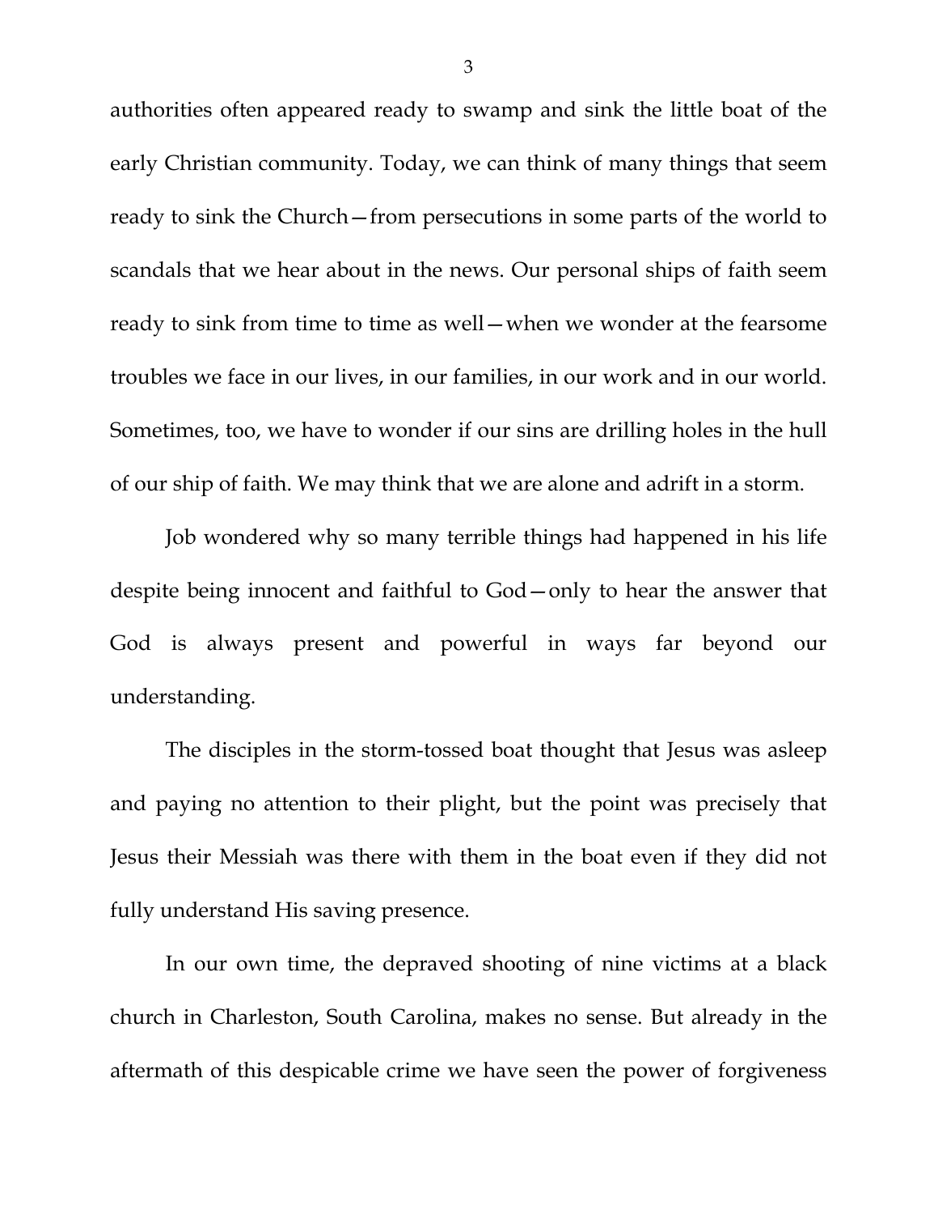authorities often appeared ready to swamp and sink the little boat of the early Christian community. Today, we can think of many things that seem ready to sink the Church—from persecutions in some parts of the world to scandals that we hear about in the news. Our personal ships of faith seem ready to sink from time to time as well—when we wonder at the fearsome troubles we face in our lives, in our families, in our work and in our world. Sometimes, too, we have to wonder if our sins are drilling holes in the hull of our ship of faith. We may think that we are alone and adrift in a storm.

Job wondered why so many terrible things had happened in his life despite being innocent and faithful to God—only to hear the answer that God is always present and powerful in ways far beyond our understanding.

The disciples in the storm-tossed boat thought that Jesus was asleep and paying no attention to their plight, but the point was precisely that Jesus their Messiah was there with them in the boat even if they did not fully understand His saving presence.

In our own time, the depraved shooting of nine victims at a black church in Charleston, South Carolina, makes no sense. But already in the aftermath of this despicable crime we have seen the power of forgiveness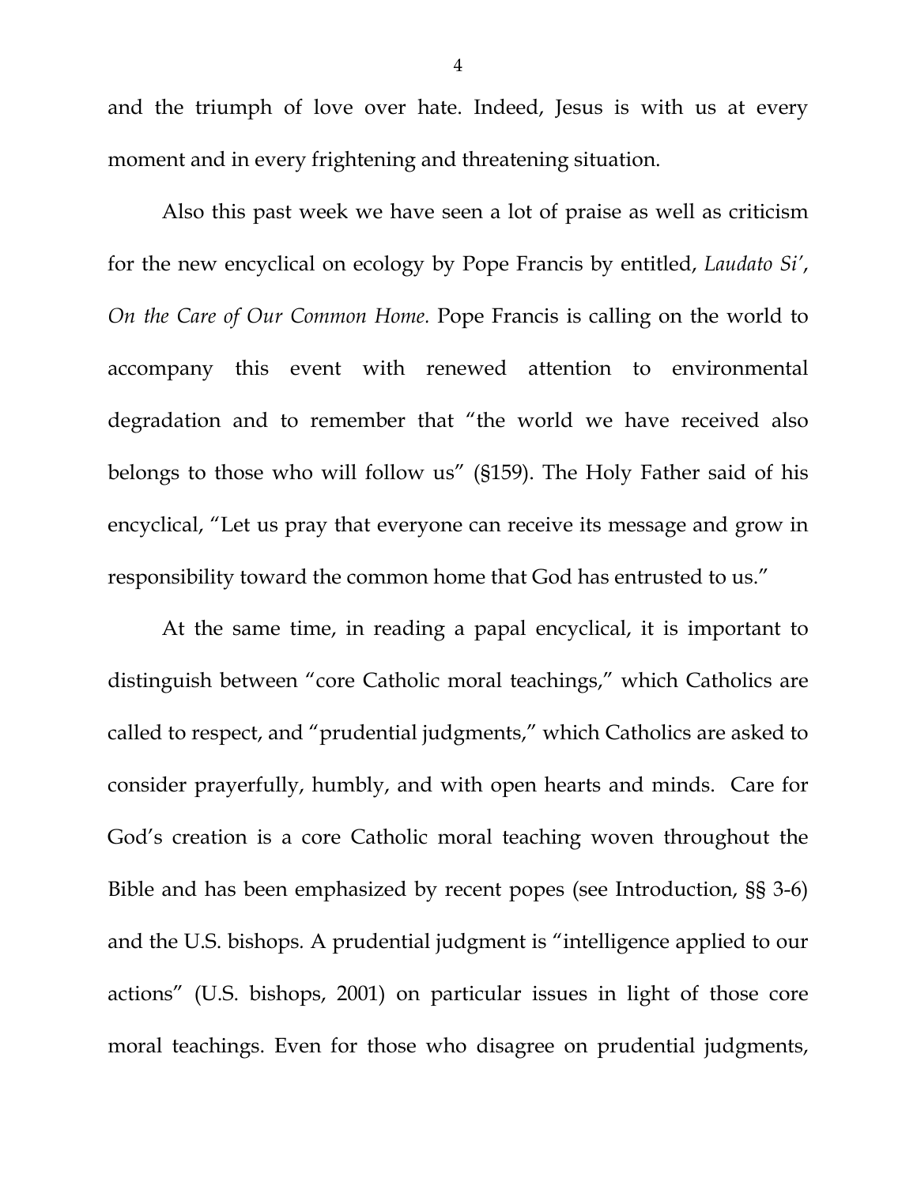and the triumph of love over hate. Indeed, Jesus is with us at every moment and in every frightening and threatening situation.

Also this past week we have seen a lot of praise as well as criticism for the new encyclical on ecology by Pope Francis by entitled, *Laudato Si'*, *On the Care of Our Common Home.* Pope Francis is calling on the world to accompany this event with renewed attention to environmental degradation and to remember that "the world we have received also belongs to those who will follow us" (§159). The Holy Father said of his encyclical, "Let us pray that everyone can receive its message and grow in responsibility toward the common home that God has entrusted to us."

At the same time, in reading a papal encyclical, it is important to distinguish between "core Catholic moral teachings," which Catholics are called to respect, and "prudential judgments," which Catholics are asked to consider prayerfully, humbly, and with open hearts and minds. Care for God's creation is a core Catholic moral teaching woven throughout the Bible and has been emphasized by recent popes (see Introduction, §§ 3-6) and the U.S. bishops. A prudential judgment is "intelligence applied to our actions" (U.S. bishops, 2001) on particular issues in light of those core moral teachings. Even for those who disagree on prudential judgments,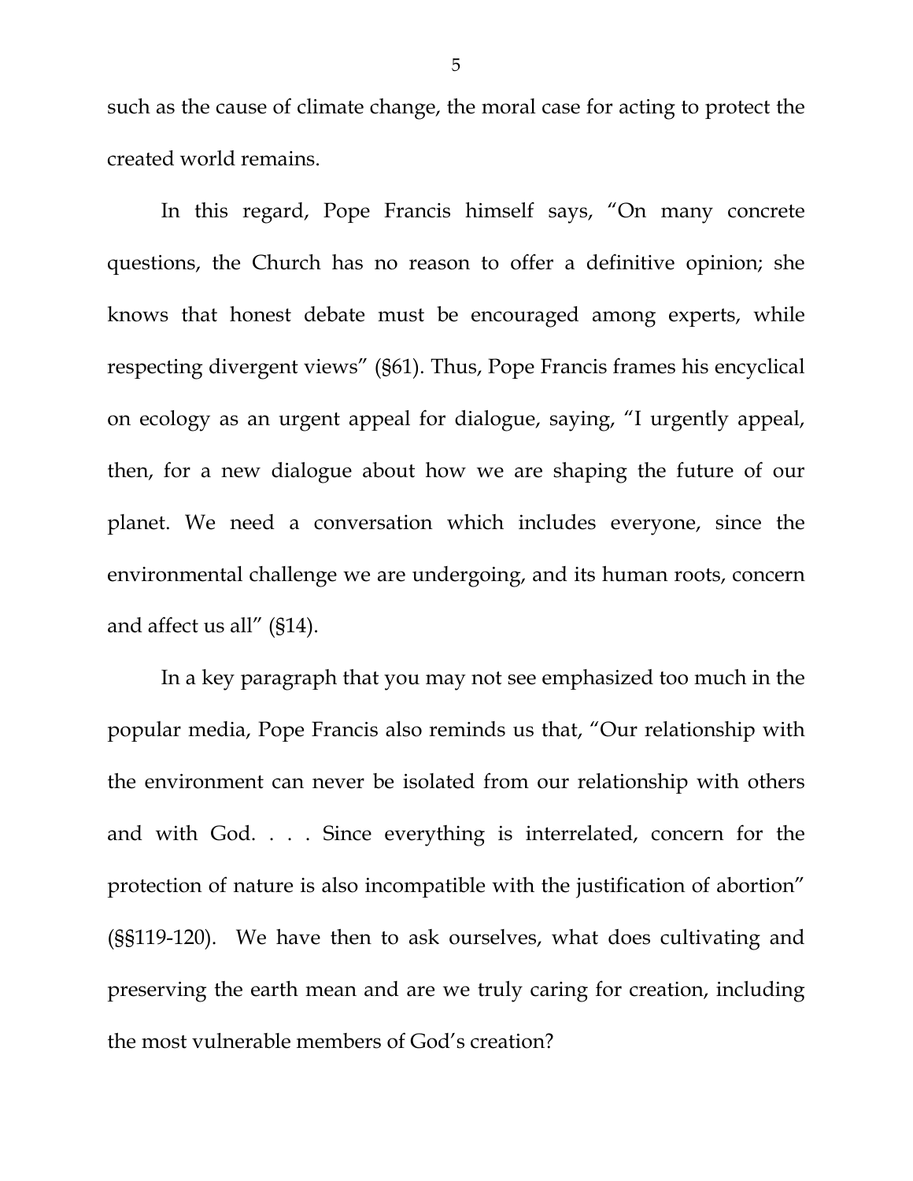such as the cause of climate change, the moral case for acting to protect the created world remains.

In this regard, Pope Francis himself says, "On many concrete questions, the Church has no reason to offer a definitive opinion; she knows that honest debate must be encouraged among experts, while respecting divergent views" (§61). Thus, Pope Francis frames his encyclical on ecology as an urgent appeal for dialogue, saying, "I urgently appeal, then, for a new dialogue about how we are shaping the future of our planet. We need a conversation which includes everyone, since the environmental challenge we are undergoing, and its human roots, concern and affect us all" (§14).

In a key paragraph that you may not see emphasized too much in the popular media, Pope Francis also reminds us that, "Our relationship with the environment can never be isolated from our relationship with others and with God. . . . Since everything is interrelated, concern for the protection of nature is also incompatible with the justification of abortion" (§§119-120). We have then to ask ourselves, what does cultivating and preserving the earth mean and are we truly caring for creation, including the most vulnerable members of God's creation?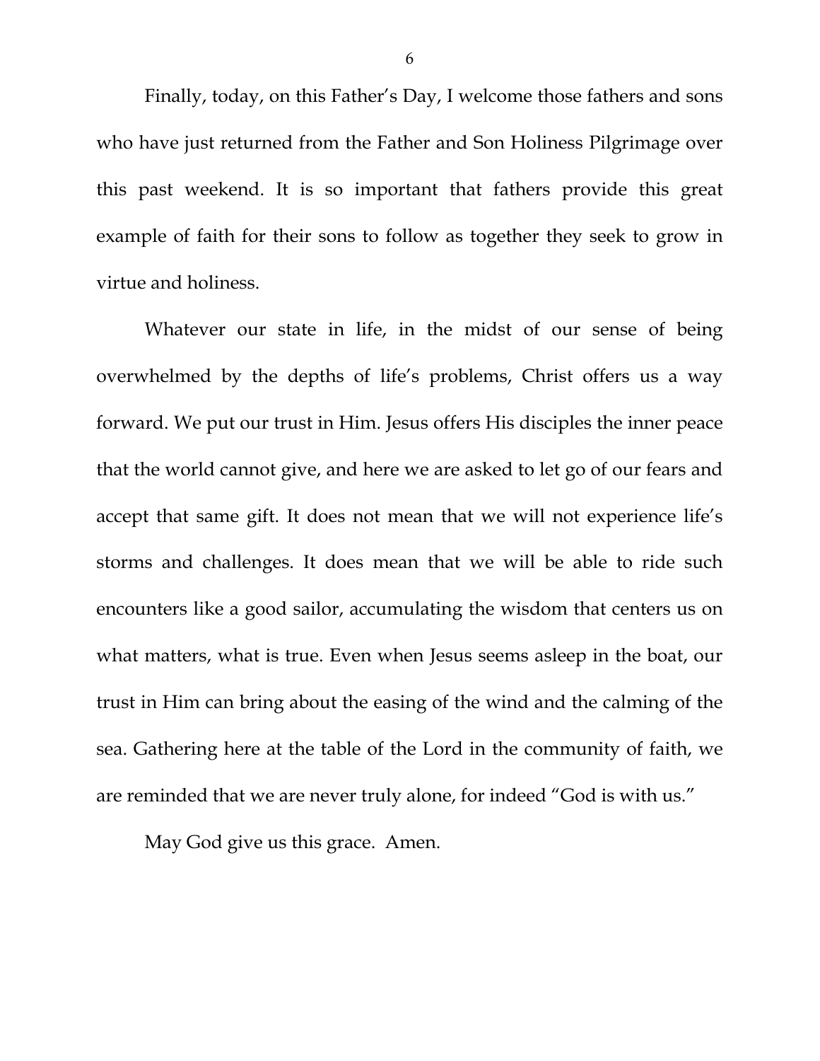Finally, today, on this Father's Day, I welcome those fathers and sons who have just returned from the Father and Son Holiness Pilgrimage over this past weekend. It is so important that fathers provide this great example of faith for their sons to follow as together they seek to grow in virtue and holiness.

Whatever our state in life, in the midst of our sense of being overwhelmed by the depths of life's problems, Christ offers us a way forward. We put our trust in Him. Jesus offers His disciples the inner peace that the world cannot give, and here we are asked to let go of our fears and accept that same gift. It does not mean that we will not experience life's storms and challenges. It does mean that we will be able to ride such encounters like a good sailor, accumulating the wisdom that centers us on what matters, what is true. Even when Jesus seems asleep in the boat, our trust in Him can bring about the easing of the wind and the calming of the sea. Gathering here at the table of the Lord in the community of faith, we are reminded that we are never truly alone, for indeed "God is with us."

May God give us this grace. Amen.